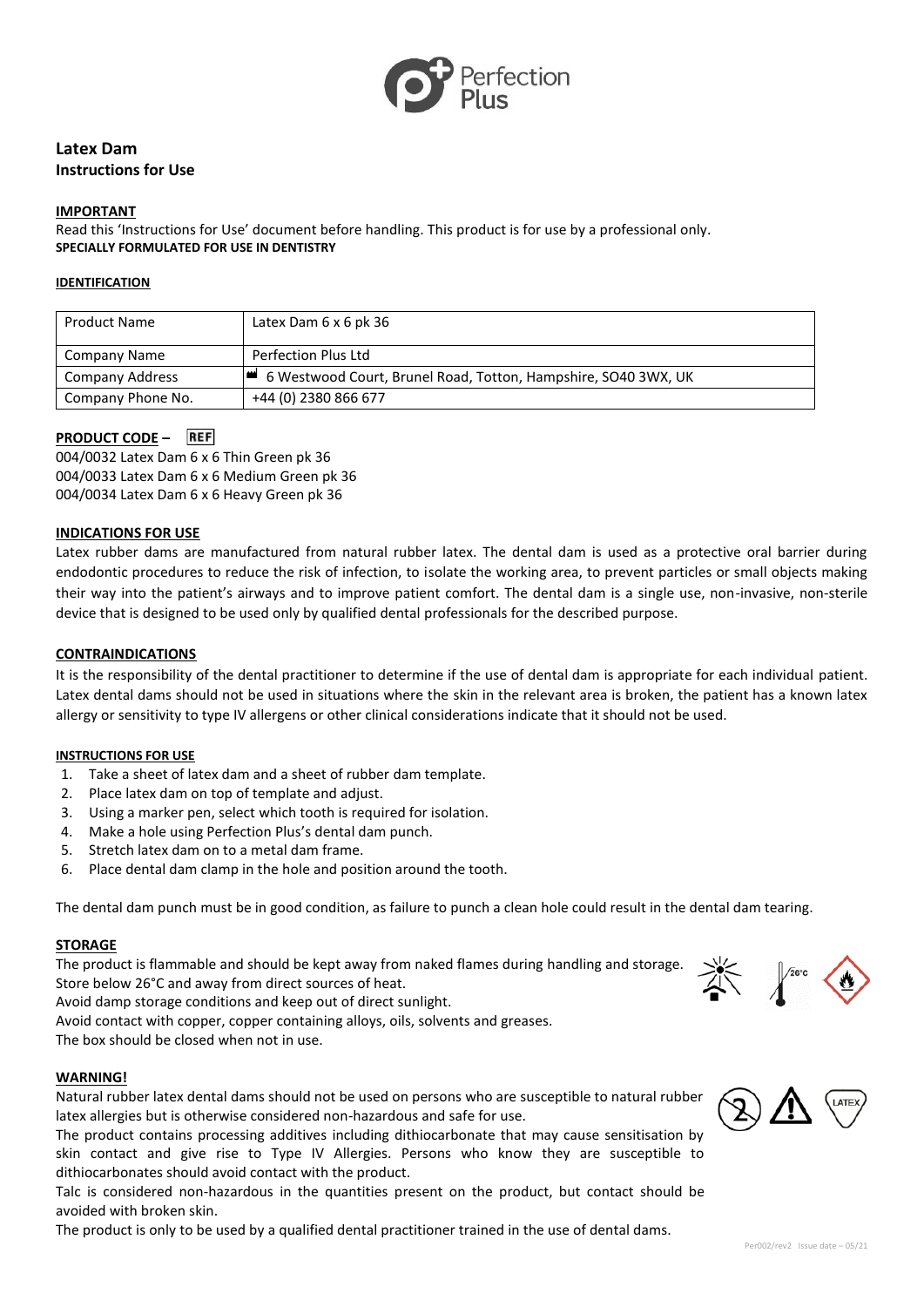# Latex Dam
## Instructions for Use

**IMPORTANT**

Read this 'Instructions for Use' document before handling. This product is for use by a professional only.
**SPECIALLY FORMULATED FOR USE IN DENTISTRY**

**IDENTIFICATION**

| Product Name | Latex Dam 6 x 6 pk 36 |
|---|---|
| Company Name | Perfection Plus Ltd |
| Company Address | 6 Westwood Court, Brunel Road, Totton, Hampshire, SO40 3WX, UK |
| Company Phone No. | +44 (0) 2380 866 677 |

**PRODUCT CODE – REF**

004/0032 Latex Dam 6 x 6 Thin Green pk 36
004/0033 Latex Dam 6 x 6 Medium Green pk 36
004/0034 Latex Dam 6 x 6 Heavy Green pk 36

**INDICATIONS FOR USE**

Latex rubber dams are manufactured from natural rubber latex. The dental dam is used as a protective oral barrier during endodontic procedures to reduce the risk of infection, to isolate the working area, to prevent particles or small objects making their way into the patient's airways and to improve patient comfort. The dental dam is a single use, non-invasive, non-sterile device that is designed to be used only by qualified dental professionals for the described purpose.

**CONTRAINDICATIONS**

It is the responsibility of the dental practitioner to determine if the use of dental dam is appropriate for each individual patient. Latex dental dams should not be used in situations where the skin in the relevant area is broken, the patient has a known latex allergy or sensitivity to type IV allergens or other clinical considerations indicate that it should not be used.

**INSTRUCTIONS FOR USE**

1. Take a sheet of latex dam and a sheet of rubber dam template.
2. Place latex dam on top of template and adjust.
3. Using a marker pen, select which tooth is required for isolation.
4. Make a hole using Perfection Plus's dental dam punch.
5. Stretch latex dam on to a metal dam frame.
6. Place dental dam clamp in the hole and position around the tooth.

The dental dam punch must be in good condition, as failure to punch a clean hole could result in the dental dam tearing.

**STORAGE**

The product is flammable and should be kept away from naked flames during handling and storage.
Store below 26°C and away from direct sources of heat.
Avoid damp storage conditions and keep out of direct sunlight.
Avoid contact with copper, copper containing alloys, oils, solvents and greases.
The box should be closed when not in use.

**WARNING!**

Natural rubber latex dental dams should not be used on persons who are susceptible to natural rubber latex allergies but is otherwise considered non-hazardous and safe for use.
The product contains processing additives including dithiocarbonate that may cause sensitisation by skin contact and give rise to Type IV Allergies. Persons who know they are susceptible to dithiocarbonates should avoid contact with the product.
Talc is considered non-hazardous in the quantities present on the product, but contact should be avoided with broken skin.
The product is only to be used by a qualified dental practitioner trained in the use of dental dams.

Per002/rev2 Issue date – 05/21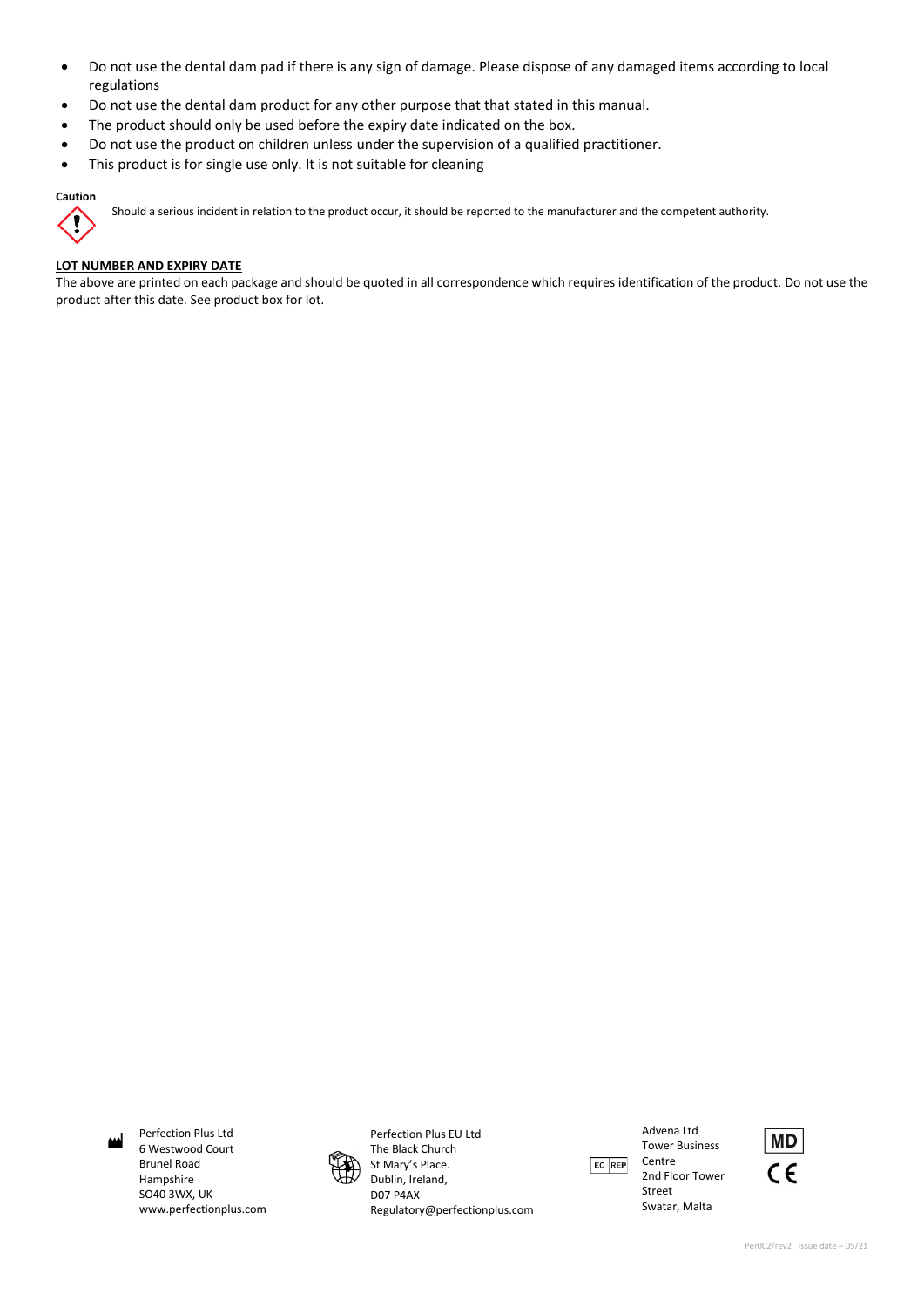- Do not use the dental dam pad if there is any sign of damage. Please dispose of any damaged items according to local regulations
- Do not use the dental dam product for any other purpose that that stated in this manual.
- The product should only be used before the expiry date indicated on the box.
- Do not use the product on children unless under the supervision of a qualified practitioner.
- This product is for single use only. It is not suitable for cleaning

**Caution**

Should a serious incident in relation to the product occur, it should be reported to the manufacturer and the competent authority.

**LOT NUMBER AND EXPIRY DATE**

The above are printed on each package and should be quoted in all correspondence which requires identification of the product. Do not use the product after this date. See product box for lot.

Perfection Plus Ltd
6 Westwood Court
Brunel Road
Hampshire
SO40 3WX, UK
www.perfectionplus.com

Perfection Plus EU Ltd
The Black Church
St Mary's Place.
Dublin, Ireland,
D07 P4AX
Regulatory@perfectionplus.com

EC REP

Advena Ltd
Tower Business Centre
2nd Floor Tower Street
Swatar, Malta

MD

CE

Per002/rev2 Issue date – 05/21